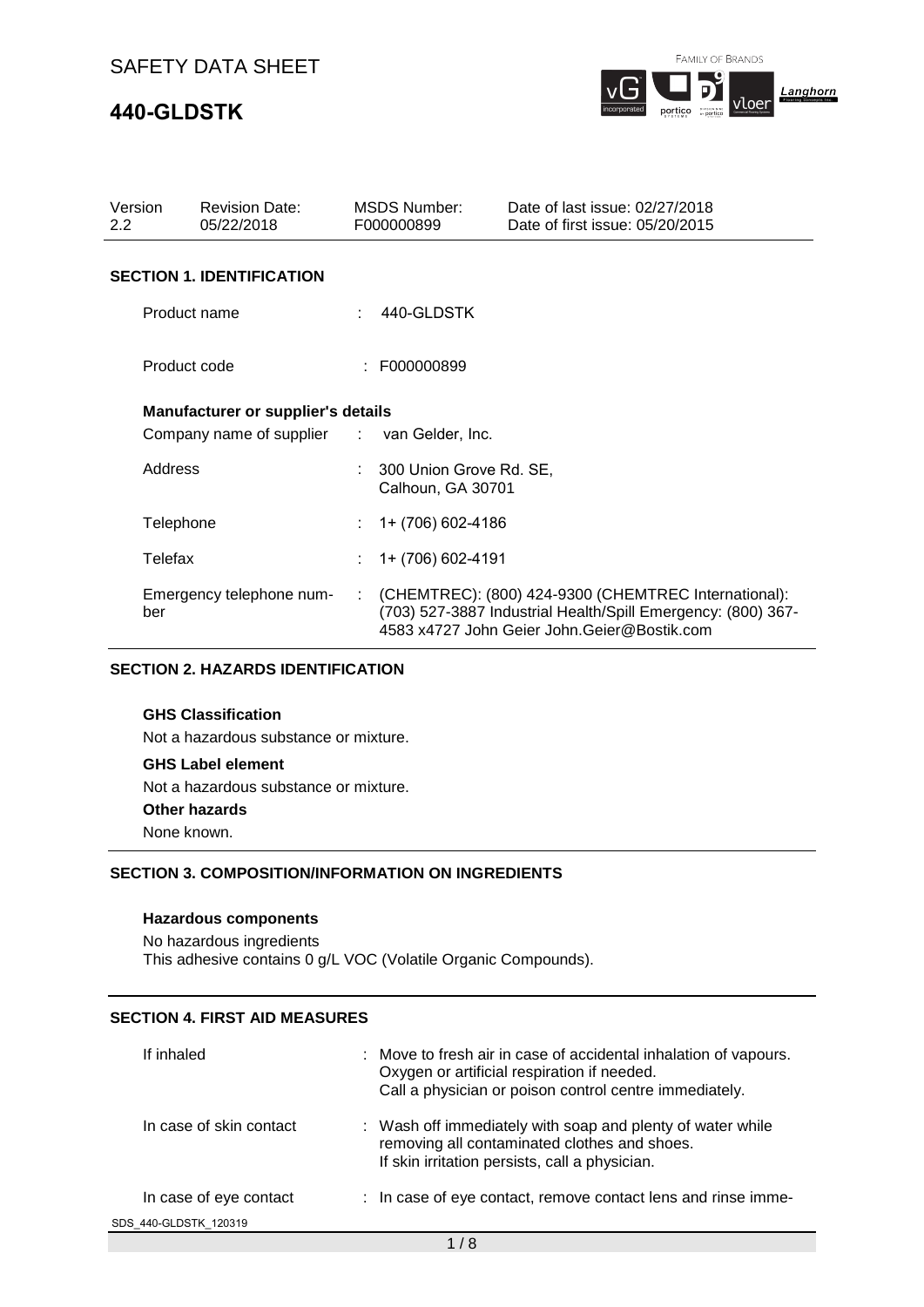# SAFETY DATA SHEET

# 440-GLDSTK

| Version | Revision Date: | MSDS Number: | Date of last issue: 02/27/2018 |
|---|---|---|---|
| 2.2 | 05/22/2018 | F000000899 | Date of first issue: 05/20/2015 |

## SECTION 1. IDENTIFICATION

Product name : 440-GLDSTK

Product code : F000000899

**Manufacturer or supplier's details**

Company name of supplier : van Gelder, Inc.

Address : 300 Union Grove Rd. SE, Calhoun, GA 30701

Telephone : 1+ (706) 602-4186

Telefax : 1+ (706) 602-4191

Emergency telephone number : (CHEMTREC): (800) 424-9300 (CHEMTREC International): (703) 527-3887 Industrial Health/Spill Emergency: (800) 367-4583 x4727 John Geier John.Geier@Bostik.com

## SECTION 2. HAZARDS IDENTIFICATION

**GHS Classification**

Not a hazardous substance or mixture.

**GHS Label element**

Not a hazardous substance or mixture.

**Other hazards**

None known.

## SECTION 3. COMPOSITION/INFORMATION ON INGREDIENTS

**Hazardous components**

No hazardous ingredients
This adhesive contains 0 g/L VOC (Volatile Organic Compounds).

## SECTION 4. FIRST AID MEASURES

If inhaled : Move to fresh air in case of accidental inhalation of vapours. Oxygen or artificial respiration if needed. Call a physician or poison control centre immediately.

In case of skin contact : Wash off immediately with soap and plenty of water while removing all contaminated clothes and shoes. If skin irritation persists, call a physician.

In case of eye contact : In case of eye contact, remove contact lens and rinse imme-

SDS_440-GLDSTK_120319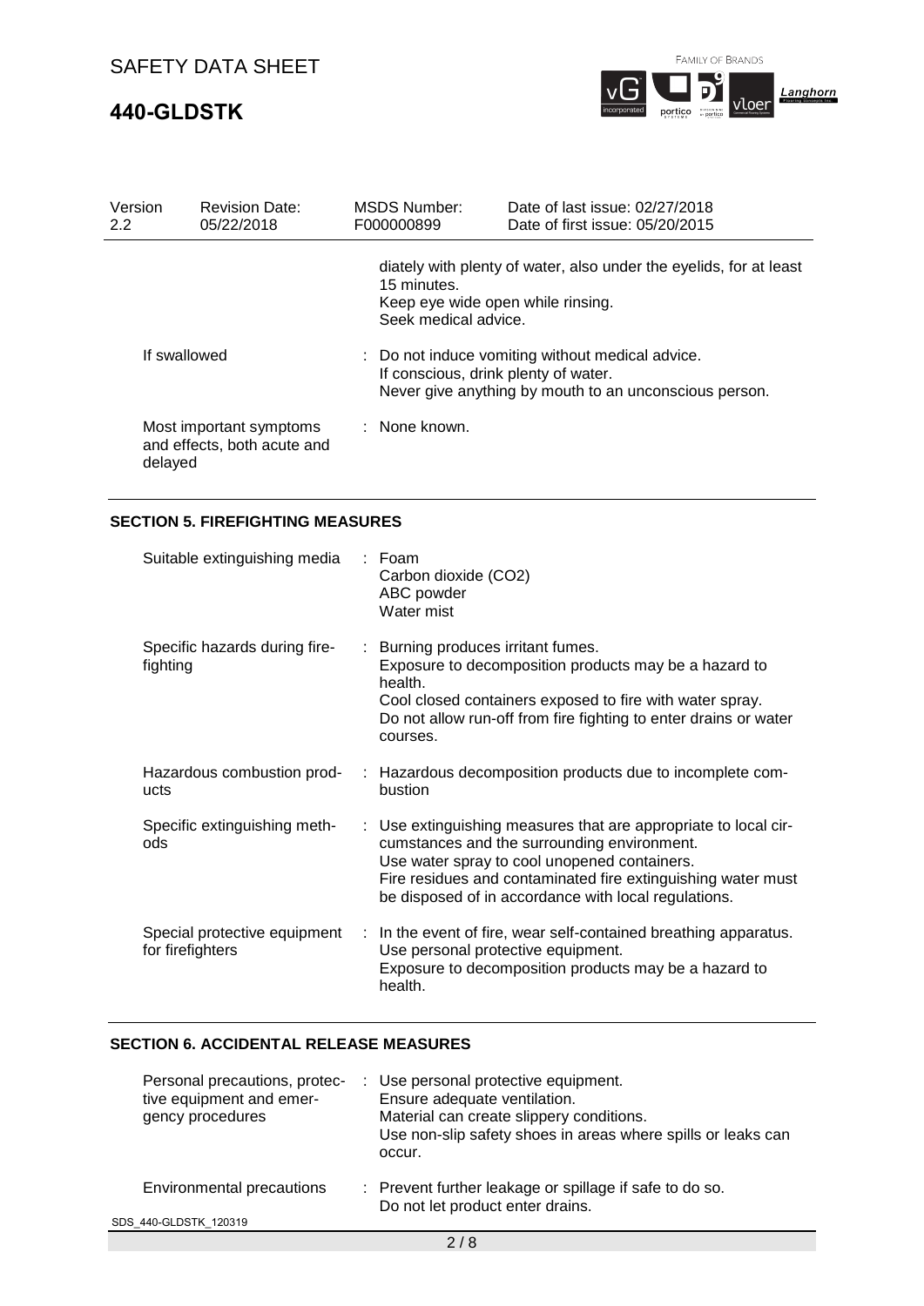| Version 2.2 | Revision Date: 05/22/2018 | MSDS Number: F000000899 | Date of last issue: 02/27/2018 Date of first issue: 05/20/2015 |
|---|---|---|---|

| | |
|---|---|
| | diately with plenty of water, also under the eyelids, for at least 15 minutes. Keep eye wide open while rinsing. Seek medical advice. |
| If swallowed | : Do not induce vomiting without medical advice. If conscious, drink plenty of water. Never give anything by mouth to an unconscious person. |
| Most important symptoms and effects, both acute and delayed | : None known. |

## SECTION 5. FIREFIGHTING MEASURES

| | |
|---|---|
| Suitable extinguishing media | : Foam Carbon dioxide ($CO_2$) ABC powder Water mist |
| Specific hazards during fire-fighting | : Burning produces irritant fumes. Exposure to decomposition products may be a hazard to health. Cool closed containers exposed to fire with water spray. Do not allow run-off from fire fighting to enter drains or water courses. |
| Hazardous combustion products | : Hazardous decomposition products due to incomplete combustion |
| Specific extinguishing methods | : Use extinguishing measures that are appropriate to local circumstances and the surrounding environment. Use water spray to cool unopened containers. Fire residues and contaminated fire extinguishing water must be disposed of in accordance with local regulations. |
| Special protective equipment for firefighters | : In the event of fire, wear self-contained breathing apparatus. Use personal protective equipment. Exposure to decomposition products may be a hazard to health. |

## SECTION 6. ACCIDENTAL RELEASE MEASURES

| | |
|---|---|
| Personal precautions, protective equipment and emergency procedures | : Use personal protective equipment. Ensure adequate ventilation. Material can create slippery conditions. Use non-slip safety shoes in areas where spills or leaks can occur. |
| Environmental precautions | : Prevent further leakage or spillage if safe to do so. Do not let product enter drains. |

SDS_440-GLDSTK_120319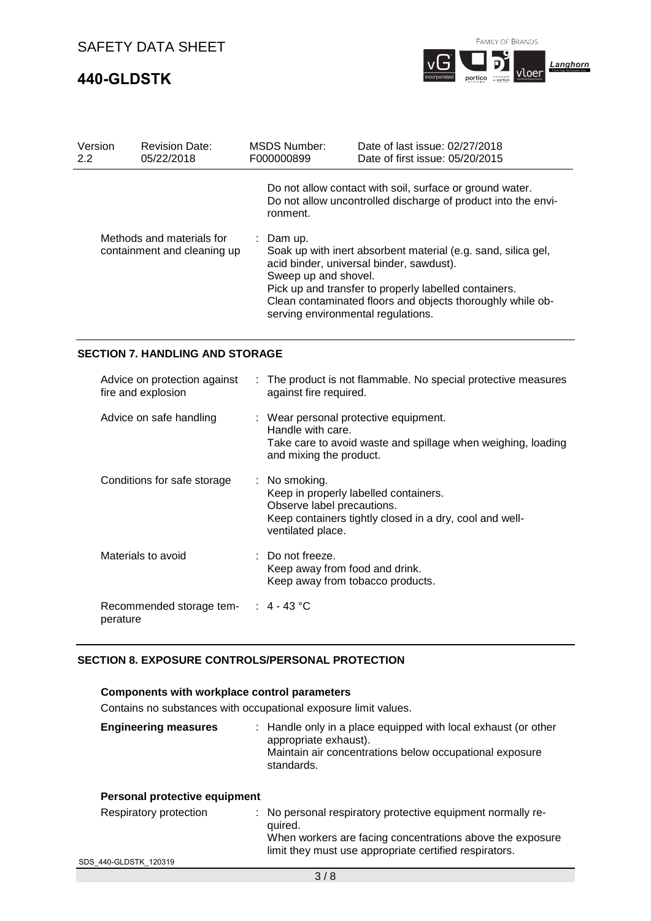| Version 2.2 | Revision Date: 05/22/2018 | MSDS Number: F000000899 | Date of last issue: 02/27/2018 Date of first issue: 05/20/2015 |
|---|---|---|---|

Do not allow contact with soil, surface or ground water.
Do not allow uncontrolled discharge of product into the environment.

Methods and materials for containment and cleaning up : Dam up.
Soak up with inert absorbent material (e.g. sand, silica gel, acid binder, universal binder, sawdust).
Sweep up and shovel.
Pick up and transfer to properly labelled containers.
Clean contaminated floors and objects thoroughly while observing environmental regulations.

## SECTION 7. HANDLING AND STORAGE

Advice on protection against fire and explosion : The product is not flammable. No special protective measures against fire required.

Advice on safe handling : Wear personal protective equipment.
Handle with care.
Take care to avoid waste and spillage when weighing, loading and mixing the product.

Conditions for safe storage : No smoking.
Keep in properly labelled containers.
Observe label precautions.
Keep containers tightly closed in a dry, cool and well-ventilated place.

Materials to avoid : Do not freeze.
Keep away from food and drink.
Keep away from tobacco products.

Recommended storage temperature : 4 - 43 °C

## SECTION 8. EXPOSURE CONTROLS/PERSONAL PROTECTION

**Components with workplace control parameters**

Contains no substances with occupational exposure limit values.

**Engineering measures** : Handle only in a place equipped with local exhaust (or other appropriate exhaust).
Maintain air concentrations below occupational exposure standards.

**Personal protective equipment**

Respiratory protection : No personal respiratory protective equipment normally required.
When workers are facing concentrations above the exposure limit they must use appropriate certified respirators.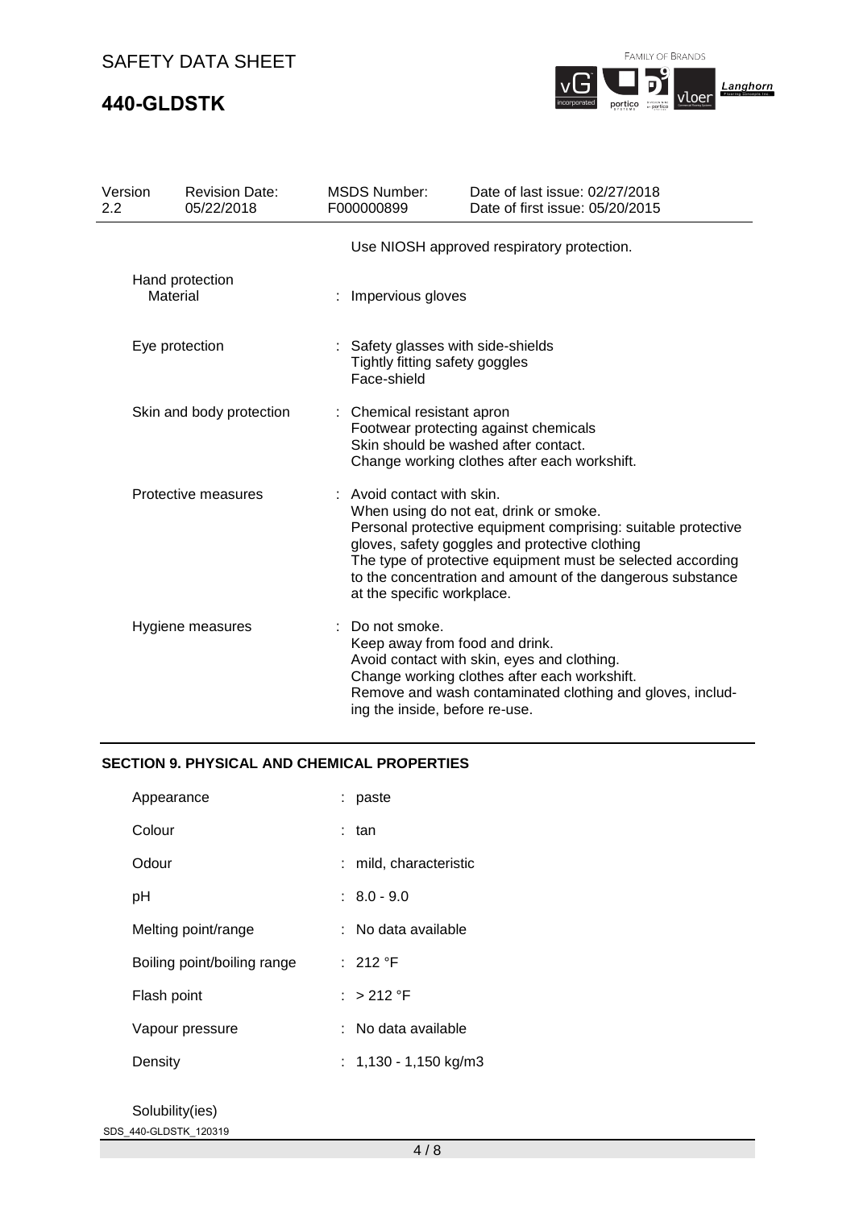Use NIOSH approved respiratory protection.

| | |
|---|---|
| Hand protection<br>Material | : Impervious gloves |
| Eye protection | : Safety glasses with side-shields<br>Tightly fitting safety goggles<br>Face-shield |
| Skin and body protection | : Chemical resistant apron<br>Footwear protecting against chemicals<br>Skin should be washed after contact.<br>Change working clothes after each workshift. |
| Protective measures | : Avoid contact with skin.<br>When using do not eat, drink or smoke.<br>Personal protective equipment comprising: suitable protective gloves, safety goggles and protective clothing<br>The type of protective equipment must be selected according to the concentration and amount of the dangerous substance at the specific workplace. |
| Hygiene measures | : Do not smoke.<br>Keep away from food and drink.<br>Avoid contact with skin, eyes and clothing.<br>Change working clothes after each workshift.<br>Remove and wash contaminated clothing and gloves, including the inside, before re-use. |

## SECTION 9. PHYSICAL AND CHEMICAL PROPERTIES

| | |
|---|---|
| Appearance | : paste |
| Colour | : tan |
| Odour | : mild, characteristic |
| pH | : 8.0 - 9.0 |
| Melting point/range | : No data available |
| Boiling point/boiling range | : 212 °F |
| Flash point | : > 212 °F |
| Vapour pressure | : No data available |
| Density | : 1,130 - 1,150 kg/m3 |

Solubility(ies)

SDS_440-GLDSTK_120319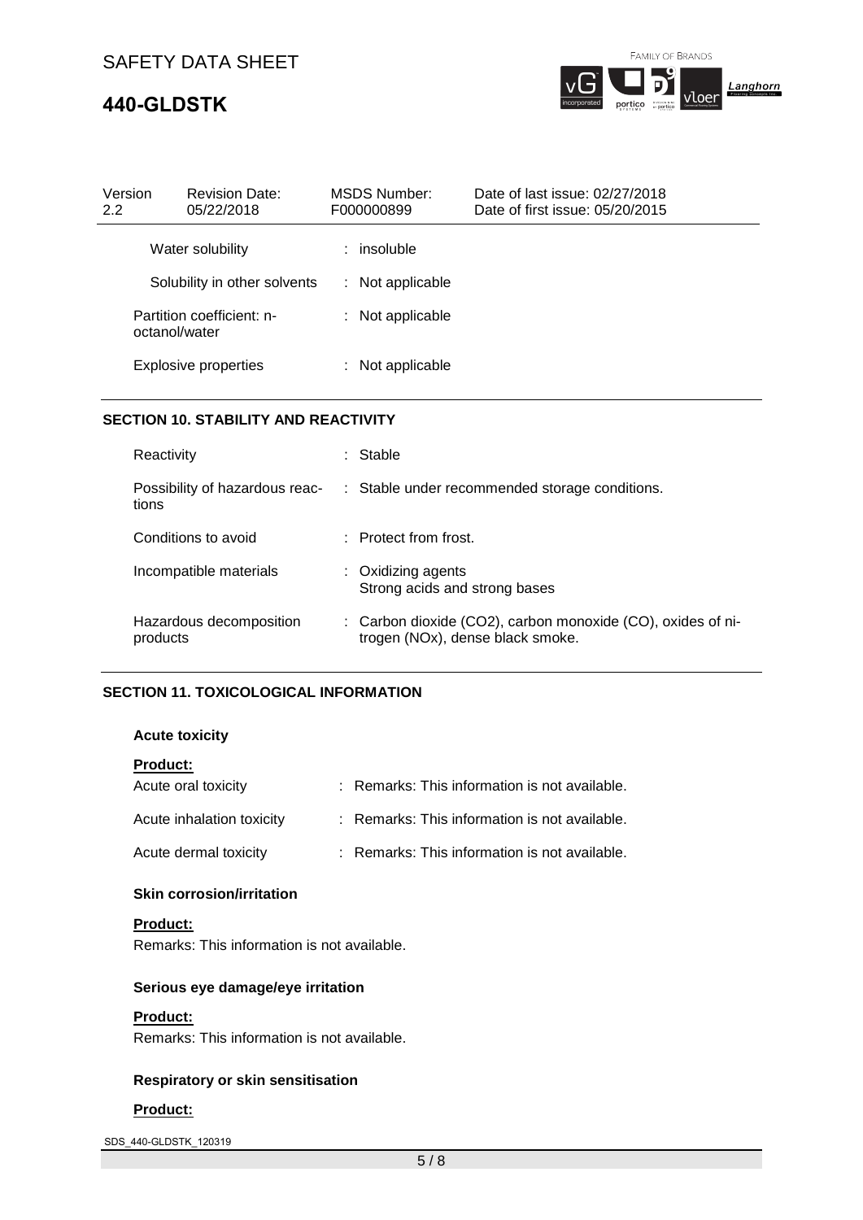| Version 2.2 | Revision Date: 05/22/2018 | MSDS Number: F000000899 | Date of last issue: 02/27/2018 Date of first issue: 05/20/2015 |
|---|---|---|---|

| | |
|---|---|
| Water solubility | : insoluble |
| Solubility in other solvents | : Not applicable |
| Partition coefficient: n-octanol/water | : Not applicable |
| Explosive properties | : Not applicable |

## SECTION 10. STABILITY AND REACTIVITY

| | |
|---|---|
| Reactivity | : Stable |
| Possibility of hazardous reactions | : Stable under recommended storage conditions. |
| Conditions to avoid | : Protect from frost. |
| Incompatible materials | : Oxidizing agents<br>Strong acids and strong bases |
| Hazardous decomposition products | : Carbon dioxide ($CO_2$), carbon monoxide (CO), oxides of nitrogen ($NO_x$), dense black smoke. |

## SECTION 11. TOXICOLOGICAL INFORMATION

### Acute toxicity

**Product:**

| | |
|---|---|
| Acute oral toxicity | : Remarks: This information is not available. |
| Acute inhalation toxicity | : Remarks: This information is not available. |
| Acute dermal toxicity | : Remarks: This information is not available. |

### Skin corrosion/irritation

**Product:**

Remarks: This information is not available.

### Serious eye damage/eye irritation

**Product:**

Remarks: This information is not available.

### Respiratory or skin sensitisation

**Product:**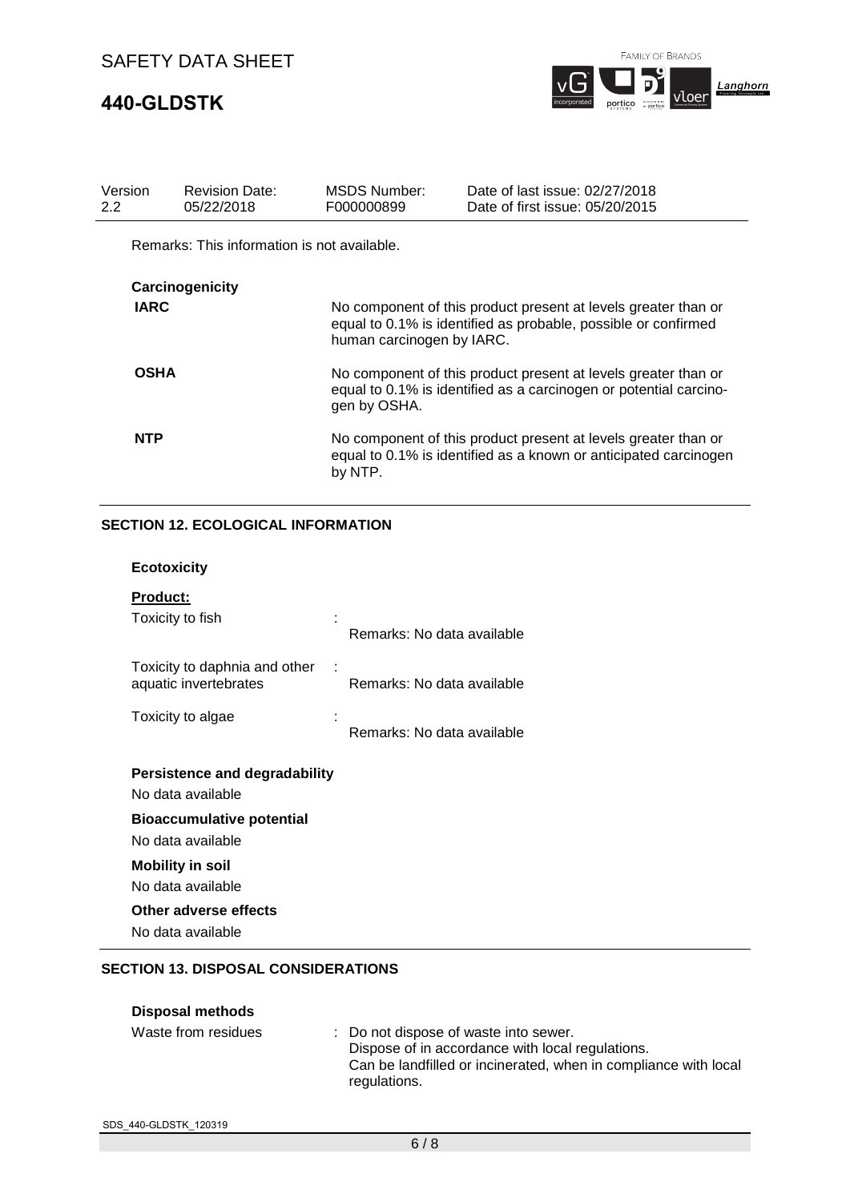Remarks: This information is not available.

**Carcinogenicity**

| | |
|---|---|
| **IARC** | No component of this product present at levels greater than or equal to 0.1% is identified as probable, possible or confirmed human carcinogen by IARC. |
| **OSHA** | No component of this product present at levels greater than or equal to 0.1% is identified as a carcinogen or potential carcinogen by OSHA. |
| **NTP** | No component of this product present at levels greater than or equal to 0.1% is identified as a known or anticipated carcinogen by NTP. |

## SECTION 12. ECOLOGICAL INFORMATION

**Ecotoxicity**

**Product:**

| | | |
|---|---|---|
| Toxicity to fish | : | Remarks: No data available |
| Toxicity to daphnia and other aquatic invertebrates | : | Remarks: No data available |
| Toxicity to algae | : | Remarks: No data available |

**Persistence and degradability**

No data available

**Bioaccumulative potential**

No data available

**Mobility in soil**

No data available

**Other adverse effects**

No data available

## SECTION 13. DISPOSAL CONSIDERATIONS

**Disposal methods**

Waste from residues : Do not dispose of waste into sewer.
Dispose of in accordance with local regulations.
Can be landfilled or incinerated, when in compliance with local regulations.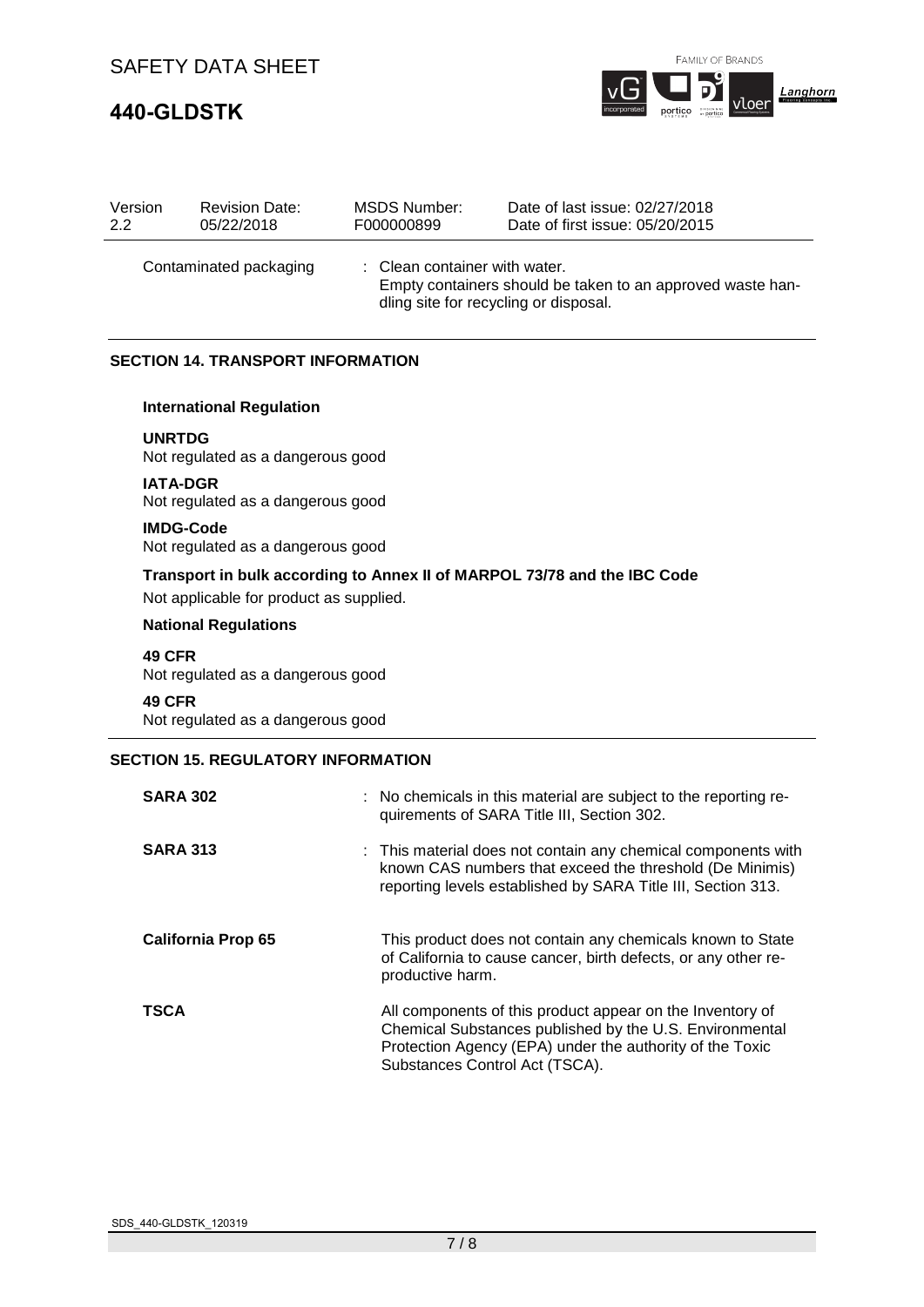| Version | Revision Date: | MSDS Number: | Date of last issue: 02/27/2018 |
| --- | --- | --- | --- |
| 2.2 | 05/22/2018 | F000000899 | Date of first issue: 05/20/2015 |

Contaminated packaging : Clean container with water.
Empty containers should be taken to an approved waste handling site for recycling or disposal.

## SECTION 14. TRANSPORT INFORMATION

### International Regulation

**UNRTDG**
Not regulated as a dangerous good

**IATA-DGR**
Not regulated as a dangerous good

**IMDG-Code**
Not regulated as a dangerous good

**Transport in bulk according to Annex II of MARPOL 73/78 and the IBC Code**
Not applicable for product as supplied.

### National Regulations

**49 CFR**
Not regulated as a dangerous good

**49 CFR**
Not regulated as a dangerous good

## SECTION 15. REGULATORY INFORMATION

**SARA 302** : No chemicals in this material are subject to the reporting requirements of SARA Title III, Section 302.

**SARA 313** : This material does not contain any chemical components with known CAS numbers that exceed the threshold (De Minimis) reporting levels established by SARA Title III, Section 313.

**California Prop 65** This product does not contain any chemicals known to State of California to cause cancer, birth defects, or any other reproductive harm.

**TSCA** All components of this product appear on the Inventory of Chemical Substances published by the U.S. Environmental Protection Agency (EPA) under the authority of the Toxic Substances Control Act (TSCA).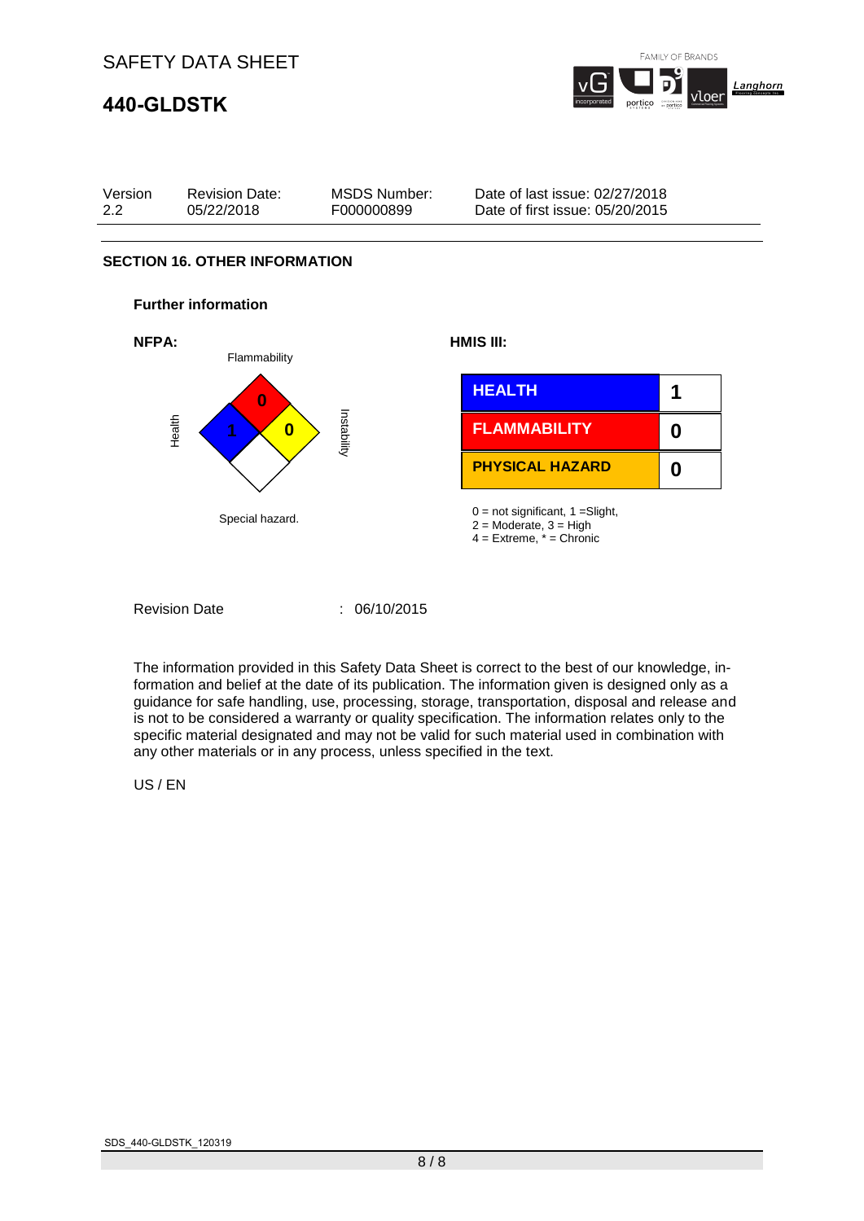| Version 2.2 | Revision Date: 05/22/2018 | MSDS Number: F000000899 | Date of last issue: 02/27/2018<br>Date of first issue: 05/20/2015 |
| --- | --- | --- | --- |

## SECTION 16. OTHER INFORMATION

### Further information

**NFPA:**

Flammability

0

Health

1

Instability

0

Special hazard.

**HMIS III:**

| | |
| --- | --- |
| **HEALTH** | **1** |
| **FLAMMABILITY** | **0** |
| **PHYSICAL HAZARD** | **0** |

0 = not significant, 1 =Slight,
2 = Moderate, 3 = High
4 = Extreme, * = Chronic

Revision Date : 06/10/2015

The information provided in this Safety Data Sheet is correct to the best of our knowledge, information and belief at the date of its publication. The information given is designed only as a guidance for safe handling, use, processing, storage, transportation, disposal and release and is not to be considered a warranty or quality specification. The information relates only to the specific material designated and may not be valid for such material used in combination with any other materials or in any process, unless specified in the text.

US / EN